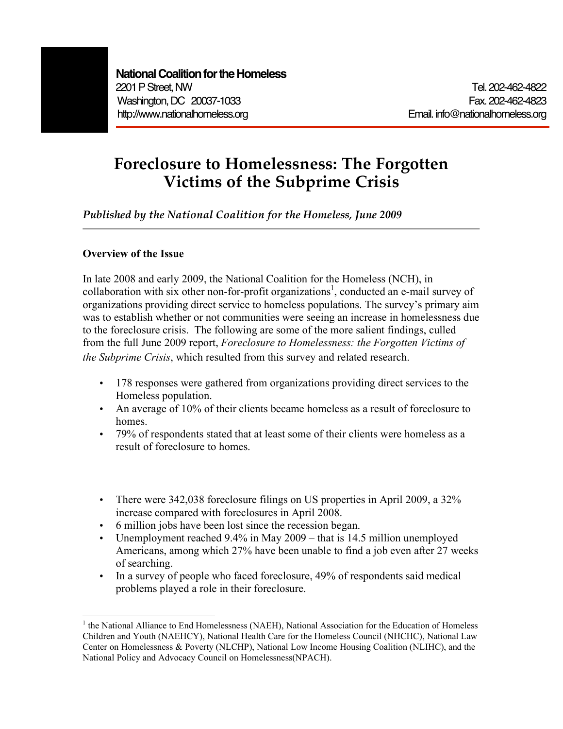**National Coalition for the Homeless**
2201 P Street, NW
Washington, DC 20037-1033
http://www.nationalhomeless.org

Tel. 202-462-4822
Fax. 202-462-4823
Email. info@nationalhomeless.org

# Foreclosure to Homelessness: The Forgotten Victims of the Subprime Crisis

*Published by the National Coalition for the Homeless, June 2009*

**Overview of the Issue**

In late 2008 and early 2009, the National Coalition for the Homeless (NCH), in collaboration with six other non-for-profit organizations[1], conducted an e-mail survey of organizations providing direct service to homeless populations. The survey's primary aim was to establish whether or not communities were seeing an increase in homelessness due to the foreclosure crisis. The following are some of the more salient findings, culled from the full June 2009 report, *Foreclosure to Homelessness: the Forgotten Victims of the Subprime Crisis*, which resulted from this survey and related research.

- 178 responses were gathered from organizations providing direct services to the Homeless population.
- An average of 10% of their clients became homeless as a result of foreclosure to homes.
- 79% of respondents stated that at least some of their clients were homeless as a result of foreclosure to homes.

- There were 342,038 foreclosure filings on US properties in April 2009, a 32% increase compared with foreclosures in April 2008.
- 6 million jobs have been lost since the recession began.
- Unemployment reached 9.4% in May 2009 – that is 14.5 million unemployed Americans, among which 27% have been unable to find a job even after 27 weeks of searching.
- In a survey of people who faced foreclosure, 49% of respondents said medical problems played a role in their foreclosure.

[1] the National Alliance to End Homelessness (NAEH), National Association for the Education of Homeless Children and Youth (NAEHCY), National Health Care for the Homeless Council (NHCHC), National Law Center on Homelessness & Poverty (NLCHP), National Low Income Housing Coalition (NLIHC), and the National Policy and Advocacy Council on Homelessness(NPACH).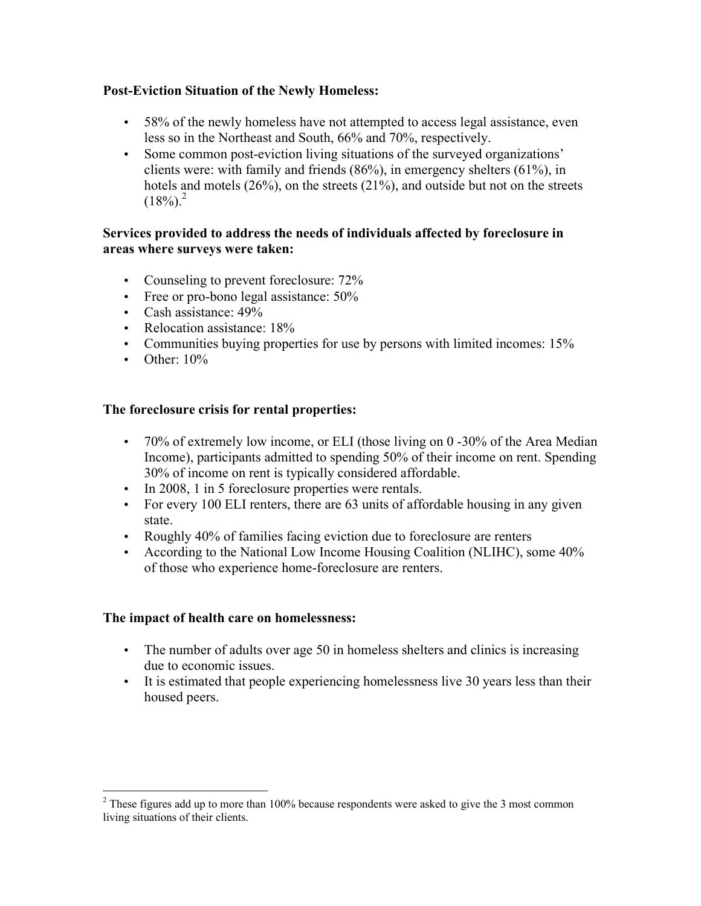**Post-Eviction Situation of the Newly Homeless:**

- 58% of the newly homeless have not attempted to access legal assistance, even less so in the Northeast and South, 66% and 70%, respectively.
- Some common post-eviction living situations of the surveyed organizations' clients were: with family and friends (86%), in emergency shelters (61%), in hotels and motels (26%), on the streets (21%), and outside but not on the streets (18%).[2]

**Services provided to address the needs of individuals affected by foreclosure in areas where surveys were taken:**

- Counseling to prevent foreclosure: 72%
- Free or pro-bono legal assistance: 50%
- Cash assistance: 49%
- Relocation assistance: 18%
- Communities buying properties for use by persons with limited incomes: 15%
- Other: 10%

**The foreclosure crisis for rental properties:**

- 70% of extremely low income, or ELI (those living on 0 -30% of the Area Median Income), participants admitted to spending 50% of their income on rent. Spending 30% of income on rent is typically considered affordable.
- In 2008, 1 in 5 foreclosure properties were rentals.
- For every 100 ELI renters, there are 63 units of affordable housing in any given state.
- Roughly 40% of families facing eviction due to foreclosure are renters
- According to the National Low Income Housing Coalition (NLIHC), some 40% of those who experience home-foreclosure are renters.

**The impact of health care on homelessness:**

- The number of adults over age 50 in homeless shelters and clinics is increasing due to economic issues.
- It is estimated that people experiencing homelessness live 30 years less than their housed peers.

[2] These figures add up to more than 100% because respondents were asked to give the 3 most common living situations of their clients.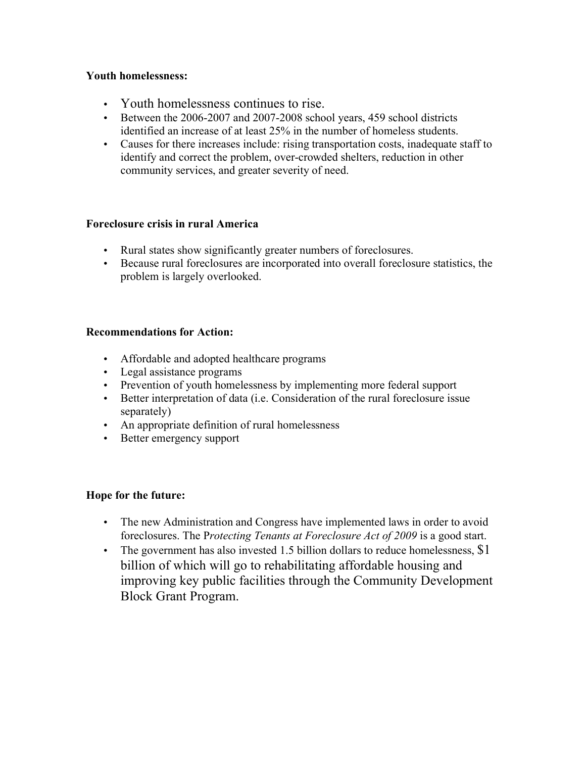**Youth homelessness:**

- Youth homelessness continues to rise.
- Between the 2006-2007 and 2007-2008 school years, 459 school districts identified an increase of at least 25% in the number of homeless students.
- Causes for there increases include: rising transportation costs, inadequate staff to identify and correct the problem, over-crowded shelters, reduction in other community services, and greater severity of need.

**Foreclosure crisis in rural America**

- Rural states show significantly greater numbers of foreclosures.
- Because rural foreclosures are incorporated into overall foreclosure statistics, the problem is largely overlooked.

**Recommendations for Action:**

- Affordable and adopted healthcare programs
- Legal assistance programs
- Prevention of youth homelessness by implementing more federal support
- Better interpretation of data (i.e. Consideration of the rural foreclosure issue separately)
- An appropriate definition of rural homelessness
- Better emergency support

**Hope for the future:**

- The new Administration and Congress have implemented laws in order to avoid foreclosures. The P*rotecting Tenants at Foreclosure Act of 2009* is a good start.
- The government has also invested 1.5 billion dollars to reduce homelessness, $1 billion of which will go to rehabilitating affordable housing and improving key public facilities through the Community Development Block Grant Program.